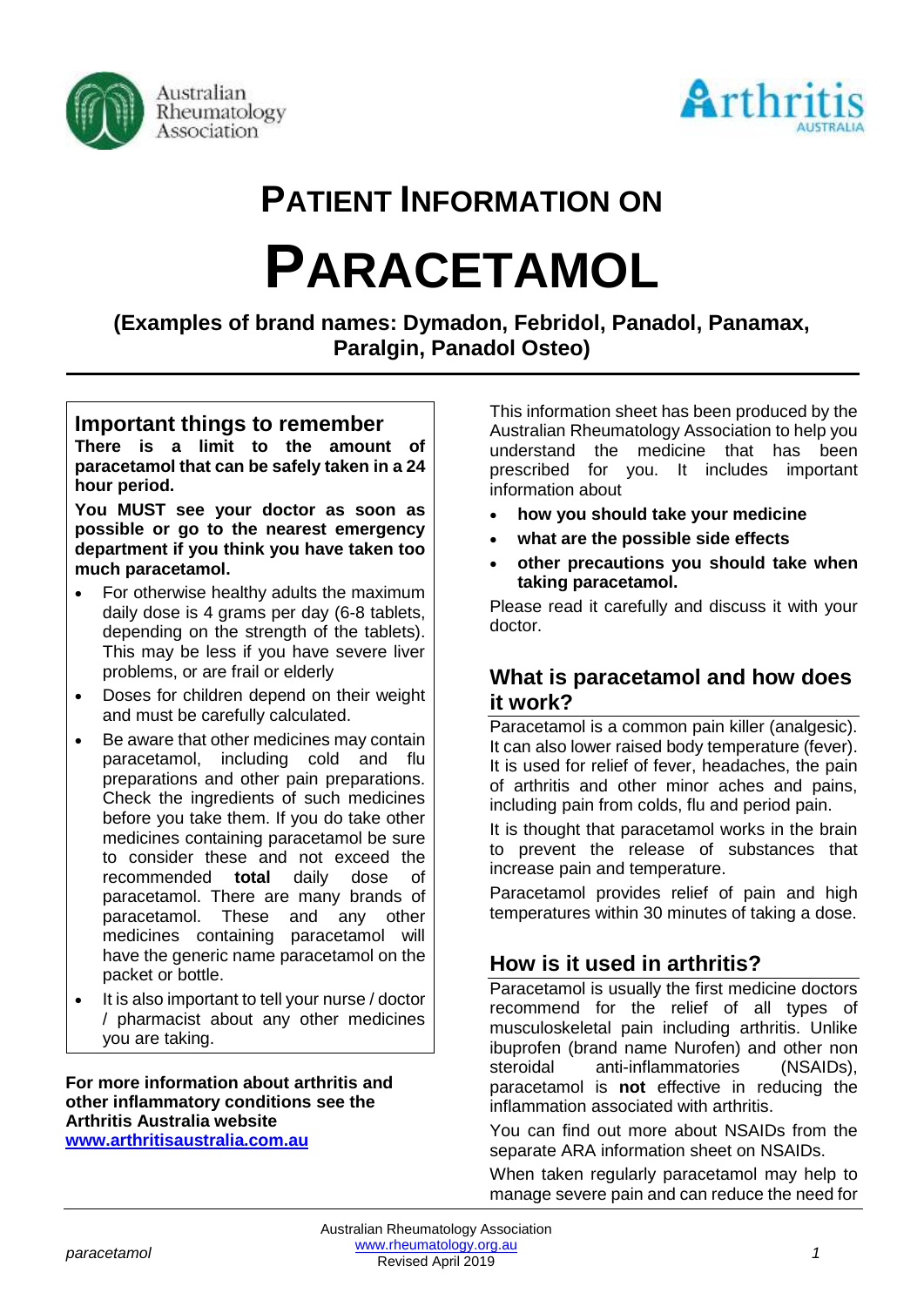# PATIENT INFORMATION ON

# PARACETAMOL

**(Examples of brand names: Dymadon, Febridol, Panadol, Panamax, Paralgin, Panadol Osteo)**

## Important things to remember

**There is a limit to the amount of paracetamol that can be safely taken in a 24 hour period.**

**You MUST see your doctor as soon as possible or go to the nearest emergency department if you think you have taken too much paracetamol.**

- For otherwise healthy adults the maximum daily dose is 4 grams per day (6-8 tablets, depending on the strength of the tablets). This may be less if you have severe liver problems, or are frail or elderly
- Doses for children depend on their weight and must be carefully calculated.
- Be aware that other medicines may contain paracetamol, including cold and flu preparations and other pain preparations. Check the ingredients of such medicines before you take them. If you do take other medicines containing paracetamol be sure to consider these and not exceed the recommended **total** daily dose of paracetamol. There are many brands of paracetamol. These and any other medicines containing paracetamol will have the generic name paracetamol on the packet or bottle.
- It is also important to tell your nurse / doctor / pharmacist about any other medicines you are taking.

**For more information about arthritis and other inflammatory conditions see the Arthritis Australia website [www.arthritisaustralia.com.au](http://www.arthritisaustralia.com.au)**

This information sheet has been produced by the Australian Rheumatology Association to help you understand the medicine that has been prescribed for you. It includes important information about

- **how you should take your medicine**
- **what are the possible side effects**
- **other precautions you should take when taking paracetamol.**

Please read it carefully and discuss it with your doctor.

## What is paracetamol and how does it work?

Paracetamol is a common pain killer (analgesic). It can also lower raised body temperature (fever). It is used for relief of fever, headaches, the pain of arthritis and other minor aches and pains, including pain from colds, flu and period pain.

It is thought that paracetamol works in the brain to prevent the release of substances that increase pain and temperature.

Paracetamol provides relief of pain and high temperatures within 30 minutes of taking a dose.

## How is it used in arthritis?

Paracetamol is usually the first medicine doctors recommend for the relief of all types of musculoskeletal pain including arthritis. Unlike ibuprofen (brand name Nurofen) and other non steroidal anti-inflammatories (NSAIDs), paracetamol is **not** effective in reducing the inflammation associated with arthritis.

You can find out more about NSAIDs from the separate ARA information sheet on NSAIDs.

When taken regularly paracetamol may help to manage severe pain and can reduce the need for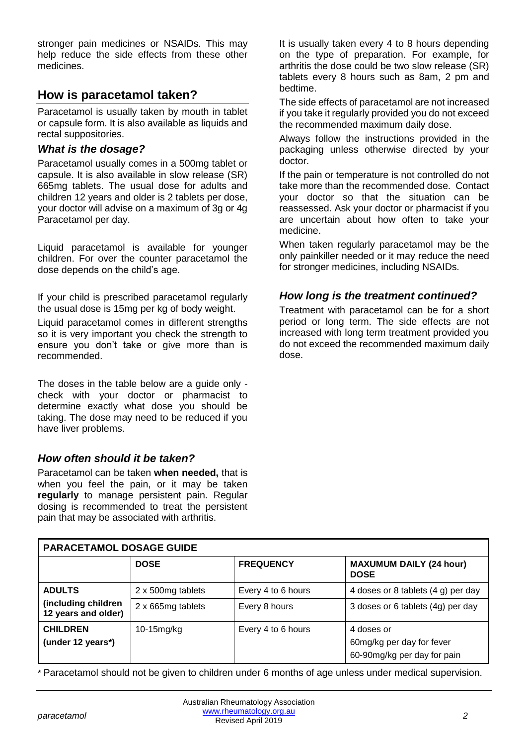stronger pain medicines or NSAIDs. This may help reduce the side effects from these other medicines.

## How is paracetamol taken?

Paracetamol is usually taken by mouth in tablet or capsule form. It is also available as liquids and rectal suppositories.

### *What is the dosage?*

Paracetamol usually comes in a 500mg tablet or capsule. It is also available in slow release (SR) 665mg tablets. The usual dose for adults and children 12 years and older is 2 tablets per dose, your doctor will advise on a maximum of 3g or 4g Paracetamol per day.

Liquid paracetamol is available for younger children. For over the counter paracetamol the dose depends on the child's age.

If your child is prescribed paracetamol regularly the usual dose is 15mg per kg of body weight.

Liquid paracetamol comes in different strengths so it is very important you check the strength to ensure you don't take or give more than is recommended.

The doses in the table below are a guide only - check with your doctor or pharmacist to determine exactly what dose you should be taking. The dose may need to be reduced if you have liver problems.

### *How often should it be taken?*

Paracetamol can be taken **when needed,** that is when you feel the pain, or it may be taken **regularly** to manage persistent pain. Regular dosing is recommended to treat the persistent pain that may be associated with arthritis.

It is usually taken every 4 to 8 hours depending on the type of preparation. For example, for arthritis the dose could be two slow release (SR) tablets every 8 hours such as 8am, 2 pm and bedtime.

The side effects of paracetamol are not increased if you take it regularly provided you do not exceed the recommended maximum daily dose.

Always follow the instructions provided in the packaging unless otherwise directed by your doctor.

If the pain or temperature is not controlled do not take more than the recommended dose. Contact your doctor so that the situation can be reassessed. Ask your doctor or pharmacist if you are uncertain about how often to take your medicine.

When taken regularly paracetamol may be the only painkiller needed or it may reduce the need for stronger medicines, including NSAIDs.

### *How long is the treatment continued?*

Treatment with paracetamol can be for a short period or long term. The side effects are not increased with long term treatment provided you do not exceed the recommended maximum daily dose.

**PARACETAMOL DOSAGE GUIDE**

| | **DOSE** | **FREQUENCY** | **MAXUMUM DAILY (24 hour) DOSE** |
|---|---|---|---|
| **ADULTS** | 2 x 500mg tablets | Every 4 to 6 hours | 4 doses or 8 tablets (4 g) per day |
| **(including children 12 years and older)** | 2 x 665mg tablets | Every 8 hours | 3 doses or 6 tablets (4g) per day |
| **CHILDREN (under 12 years*)** | 10-15mg/kg | Every 4 to 6 hours | 4 doses or 60mg/kg per day for fever 60-90mg/kg per day for pain |

* Paracetamol should not be given to children under 6 months of age unless under medical supervision.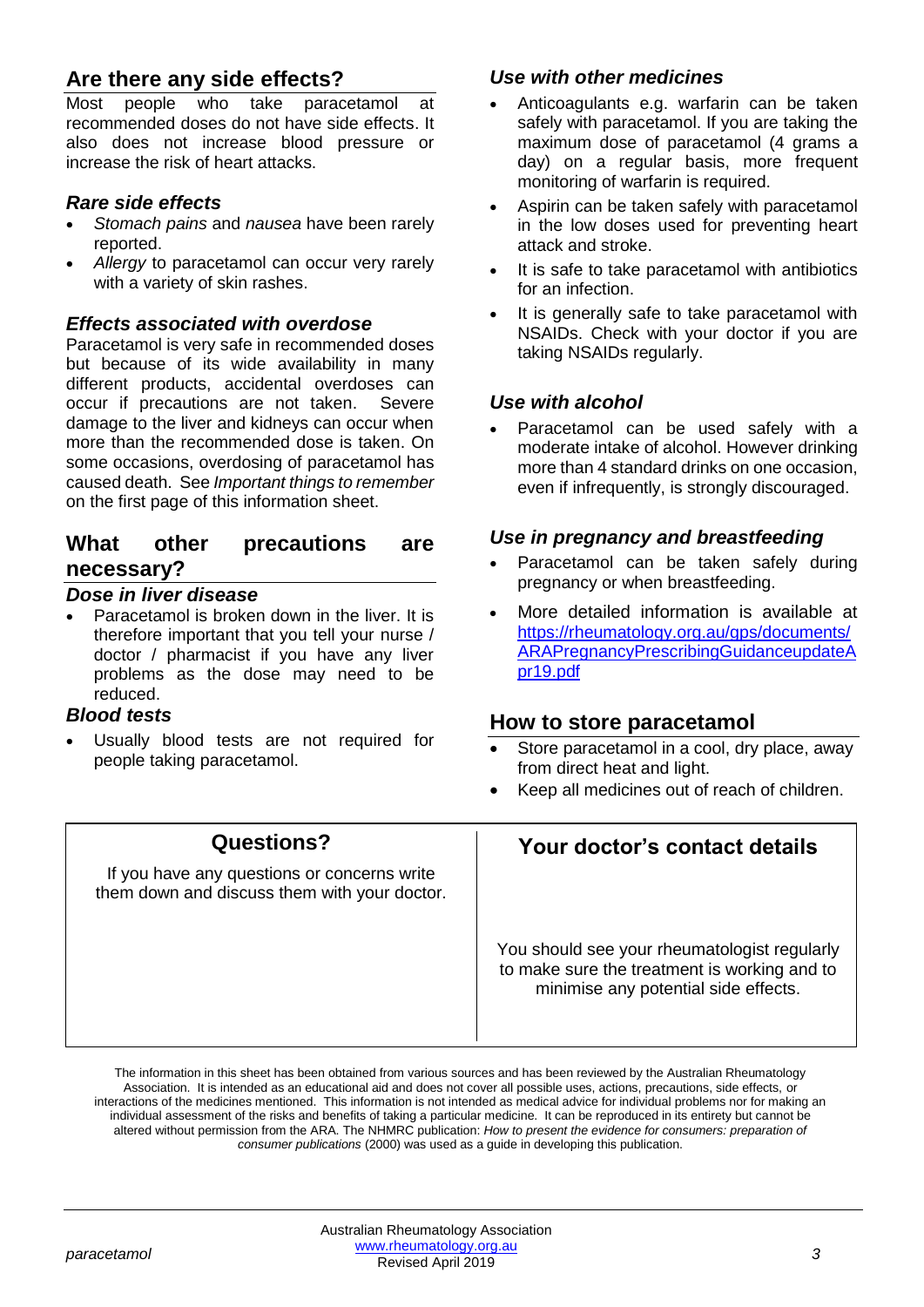## Are there any side effects?

Most people who take paracetamol at recommended doses do not have side effects. It also does not increase blood pressure or increase the risk of heart attacks.

### *Rare side effects*

- *Stomach pains* and *nausea* have been rarely reported.
- *Allergy* to paracetamol can occur very rarely with a variety of skin rashes.

### *Effects associated with overdose*

Paracetamol is very safe in recommended doses but because of its wide availability in many different products, accidental overdoses can occur if precautions are not taken. Severe damage to the liver and kidneys can occur when more than the recommended dose is taken. On some occasions, overdosing of paracetamol has caused death. See *Important things to remember* on the first page of this information sheet.

## What other precautions are necessary?

### *Dose in liver disease*

- Paracetamol is broken down in the liver. It is therefore important that you tell your nurse / doctor / pharmacist if you have any liver problems as the dose may need to be reduced.

### *Blood tests*

- Usually blood tests are not required for people taking paracetamol.

### *Use with other medicines*

- Anticoagulants e.g. warfarin can be taken safely with paracetamol. If you are taking the maximum dose of paracetamol (4 grams a day) on a regular basis, more frequent monitoring of warfarin is required.
- Aspirin can be taken safely with paracetamol in the low doses used for preventing heart attack and stroke.
- It is safe to take paracetamol with antibiotics for an infection.
- It is generally safe to take paracetamol with NSAIDs. Check with your doctor if you are taking NSAIDs regularly.

### *Use with alcohol*

- Paracetamol can be used safely with a moderate intake of alcohol. However drinking more than 4 standard drinks on one occasion, even if infrequently, is strongly discouraged.

### *Use in pregnancy and breastfeeding*

- Paracetamol can be taken safely during pregnancy or when breastfeeding.
- More detailed information is available at https://rheumatology.org.au/gps/documents/ARAPregnancyPrescribingGuidanceupdateApr19.pdf

## How to store paracetamol

- Store paracetamol in a cool, dry place, away from direct heat and light.
- Keep all medicines out of reach of children.

## Questions?

If you have any questions or concerns write them down and discuss them with your doctor.

## Your doctor's contact details

You should see your rheumatologist regularly to make sure the treatment is working and to minimise any potential side effects.

The information in this sheet has been obtained from various sources and has been reviewed by the Australian Rheumatology Association. It is intended as an educational aid and does not cover all possible uses, actions, precautions, side effects, or interactions of the medicines mentioned. This information is not intended as medical advice for individual problems nor for making an individual assessment of the risks and benefits of taking a particular medicine. It can be reproduced in its entirety but cannot be altered without permission from the ARA. The NHMRC publication: *How to present the evidence for consumers: preparation of consumer publications* (2000) was used as a guide in developing this publication.